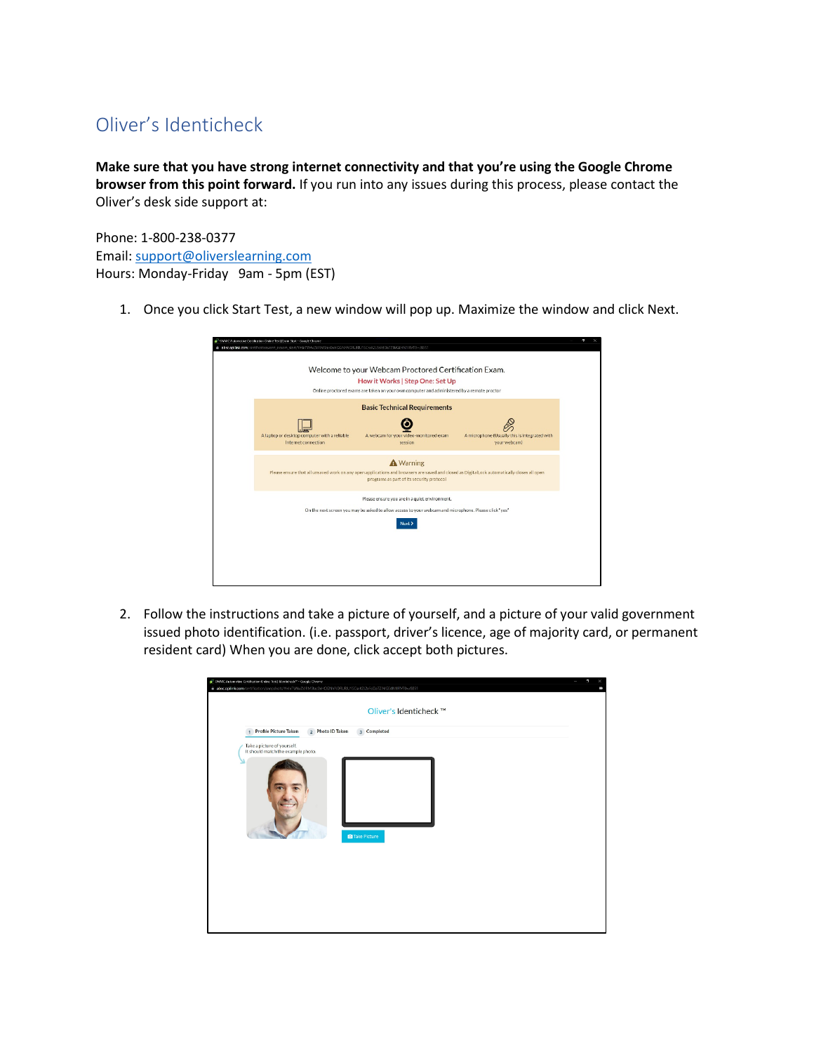## Oliver's Identicheck

**Make sure that you have strong internet connectivity and that you're using the Google Chrome browser from this point forward.** If you run into any issues during this process, please contact the Oliver's desk side support at:

Phone: 1-800-238-0377
Email: support@oliverslearning.com
Hours: Monday-Friday 9am - 5pm (EST)

1. Once you click Start Test, a new window will pop up. Maximize the window and click Next.

2. Follow the instructions and take a picture of yourself, and a picture of your valid government issued photo identification. (i.e. passport, driver's licence, age of majority card, or permanent resident card) When you are done, click accept both pictures.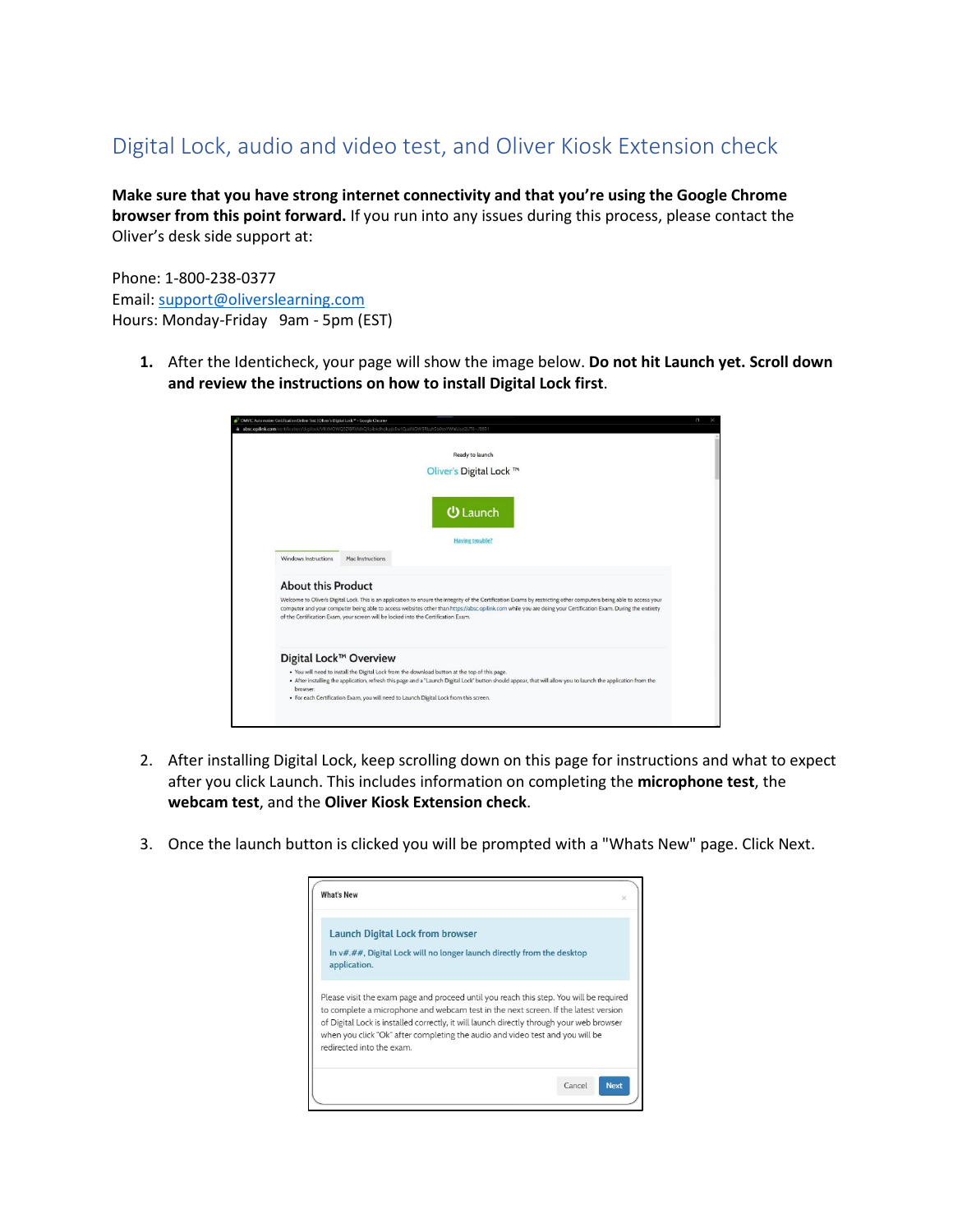## Digital Lock, audio and video test, and Oliver Kiosk Extension check

**Make sure that you have strong internet connectivity and that you're using the Google Chrome browser from this point forward.** If you run into any issues during this process, please contact the Oliver's desk side support at:

Phone: 1-800-238-0377
Email: support@oliverslearning.com
Hours: Monday-Friday 9am - 5pm (EST)

1. After the Identicheck, your page will show the image below. **Do not hit Launch yet. Scroll down and review the instructions on how to install Digital Lock first**.

2. After installing Digital Lock, keep scrolling down on this page for instructions and what to expect after you click Launch. This includes information on completing the **microphone test**, the **webcam test**, and the **Oliver Kiosk Extension check**.

3. Once the launch button is clicked you will be prompted with a "Whats New" page. Click Next.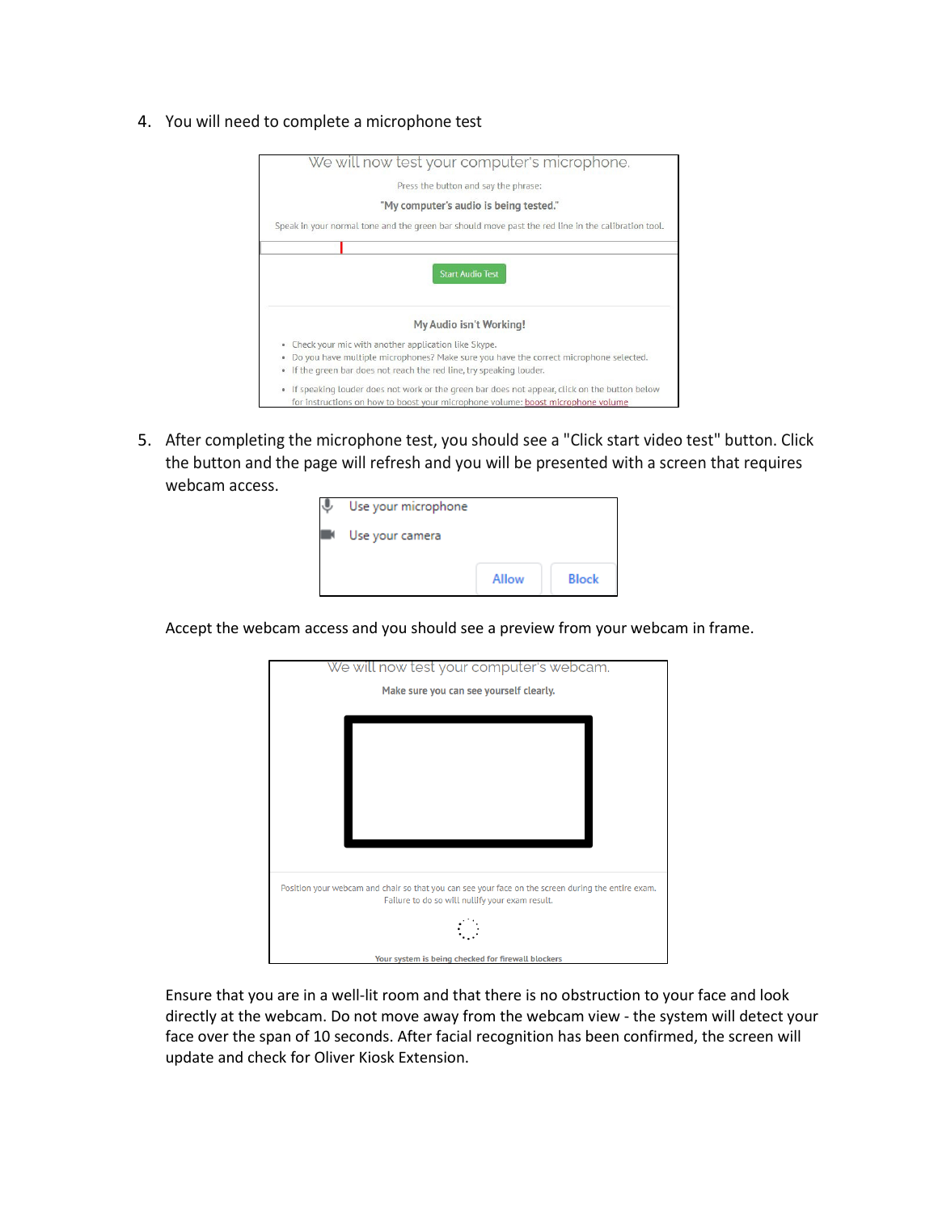4. You will need to complete a microphone test

We will now test your computer's microphone.

Press the button and say the phrase:

**"My computer's audio is being tested."**

Speak in your normal tone and the green bar should move past the red line in the calibration tool.

Start Audio Test

**My Audio isn't Working!**

- Check your mic with another application like Skype.
- Do you have multiple microphones? Make sure you have the correct microphone selected.
- If the green bar does not reach the red line, try speaking louder.
- If speaking louder does not work or the green bar does not appear, click on the button below for instructions on how to boost your microphone volume: boost microphone volume

5. After completing the microphone test, you should see a "Click start video test" button. Click the button and the page will refresh and you will be presented with a screen that requires webcam access.

   Use your microphone

   Use your camera

   Allow Block

   Accept the webcam access and you should see a preview from your webcam in frame.

   We will now test your computer's webcam.

   **Make sure you can see yourself clearly.**

   Position your webcam and chair so that you can see your face on the screen during the entire exam. Failure to do so will nullify your exam result.

   **Your system is being checked for firewall blockers**

   Ensure that you are in a well-lit room and that there is no obstruction to your face and look directly at the webcam. Do not move away from the webcam view - the system will detect your face over the span of 10 seconds. After facial recognition has been confirmed, the screen will update and check for Oliver Kiosk Extension.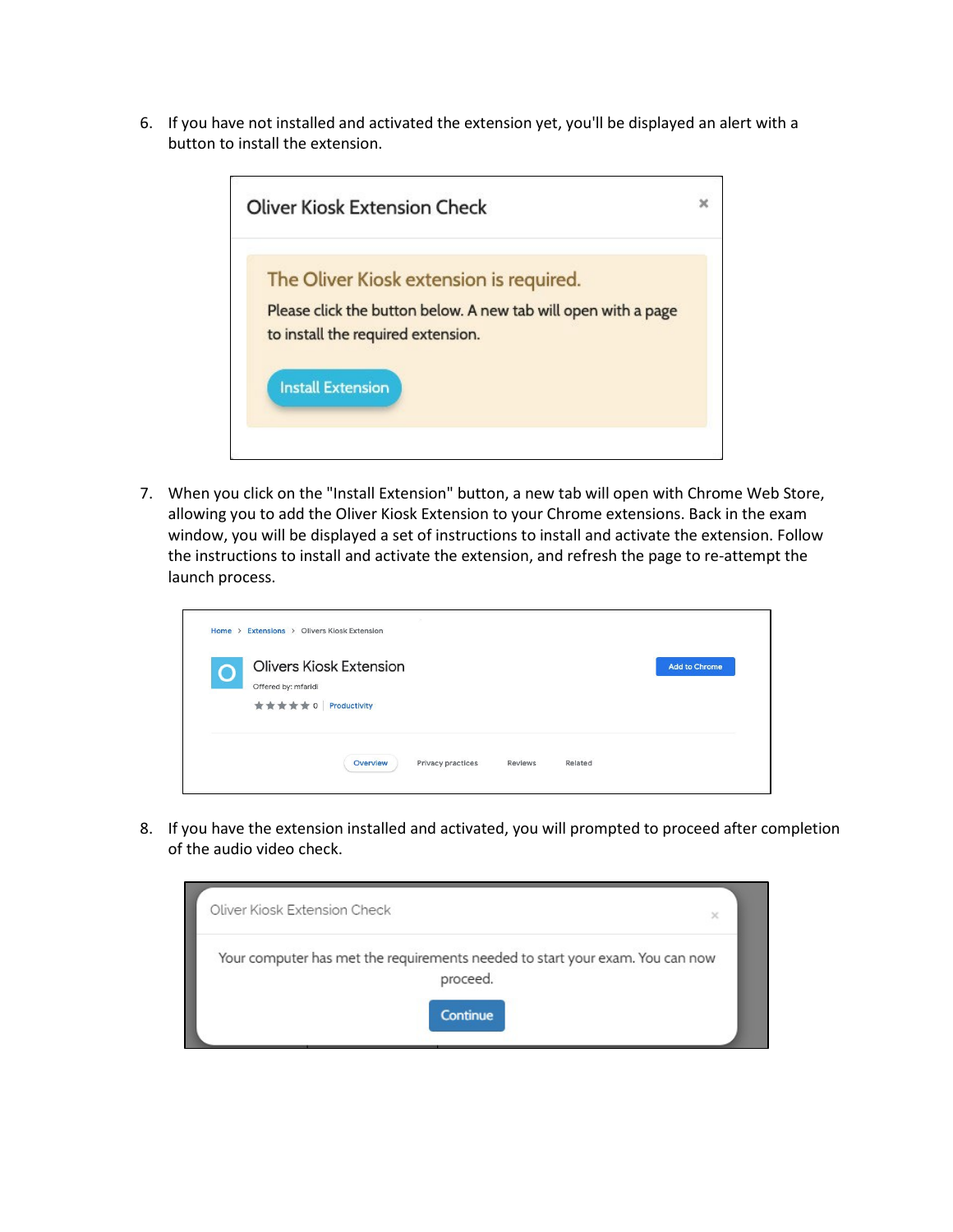6. If you have not installed and activated the extension yet, you'll be displayed an alert with a button to install the extension.

   Oliver Kiosk Extension Check

   The Oliver Kiosk extension is required.

   Please click the button below. A new tab will open with a page to install the required extension.

   Install Extension

7. When you click on the "Install Extension" button, a new tab will open with Chrome Web Store, allowing you to add the Oliver Kiosk Extension to your Chrome extensions. Back in the exam window, you will be displayed a set of instructions to install and activate the extension. Follow the instructions to install and activate the extension, and refresh the page to re-attempt the launch process.

   Home > Extensions > Olivers Kiosk Extension

   Olivers Kiosk Extension

   Offered by: mfaridi

   0 | Productivity

   Add to Chrome

   Overview | Privacy practices | Reviews | Related

8. If you have the extension installed and activated, you will prompted to proceed after completion of the audio video check.

   Oliver Kiosk Extension Check

   Your computer has met the requirements needed to start your exam. You can now proceed.

   Continue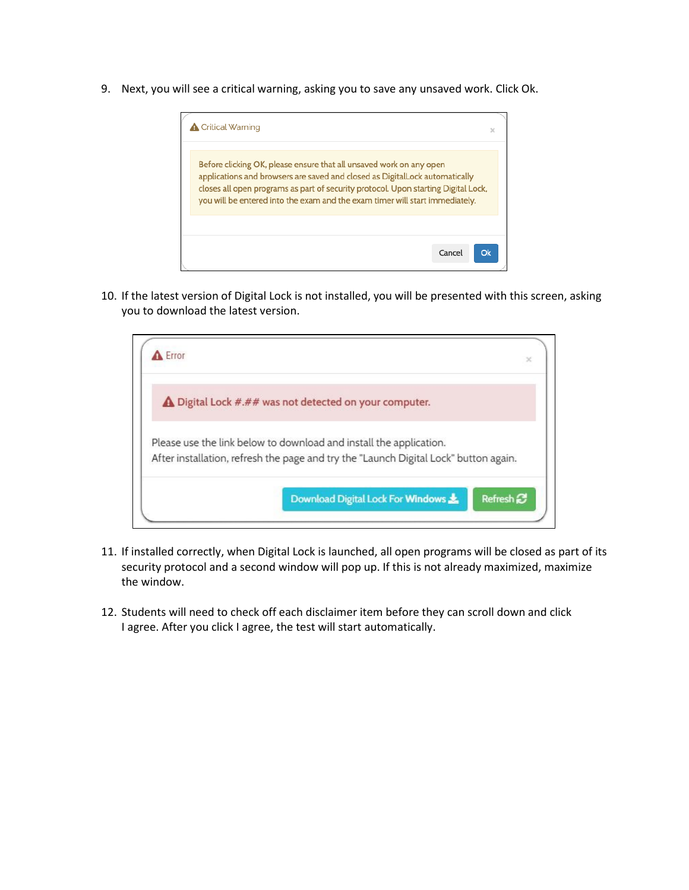9. Next, you will see a critical warning, asking you to save any unsaved work. Click Ok.

Critical Warning

Before clicking OK, please ensure that all unsaved work on any open applications and browsers are saved and closed as DigitalLock automatically closes all open programs as part of security protocol. Upon starting Digital Lock, you will be entered into the exam and the exam timer will start immediately.

Cancel Ok

10. If the latest version of Digital Lock is not installed, you will be presented with this screen, asking you to download the latest version.

Error

Digital Lock #.## was not detected on your computer.

Please use the link below to download and install the application.
After installation, refresh the page and try the "Launch Digital Lock" button again.

Download Digital Lock For Windows Refresh

11. If installed correctly, when Digital Lock is launched, all open programs will be closed as part of its security protocol and a second window will pop up. If this is not already maximized, maximize the window.

12. Students will need to check off each disclaimer item before they can scroll down and click I agree. After you click I agree, the test will start automatically.